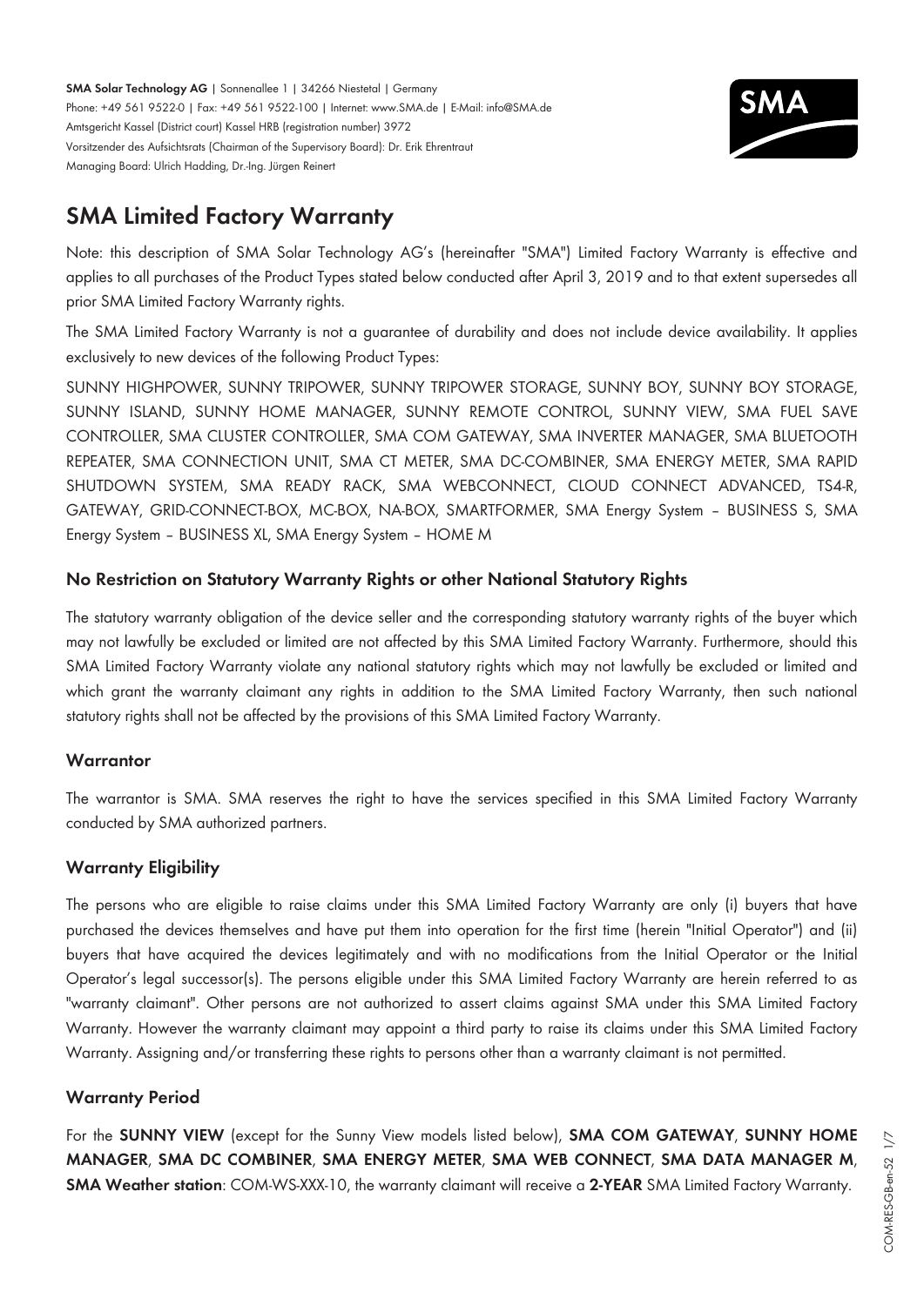**SMA Solar Technology AG** | Sonnenallee 1 | 34266 Niestetal | Germany
Phone: +49 561 9522-0 | Fax: +49 561 9522-100 | Internet: www.SMA.de | E-Mail: info@SMA.de
Amtsgericht Kassel (District court) Kassel HRB (registration number) 3972
Vorsitzender des Aufsichtsrats (Chairman of the Supervisory Board): Dr. Erik Ehrentraut
Managing Board: Ulrich Hadding, Dr.-Ing. Jürgen Reinert

# SMA Limited Factory Warranty

Note: this description of SMA Solar Technology AG's (hereinafter "SMA") Limited Factory Warranty is effective and applies to all purchases of the Product Types stated below conducted after April 3, 2019 and to that extent supersedes all prior SMA Limited Factory Warranty rights.

The SMA Limited Factory Warranty is not a guarantee of durability and does not include device availability. It applies exclusively to new devices of the following Product Types:

SUNNY HIGHPOWER, SUNNY TRIPOWER, SUNNY TRIPOWER STORAGE, SUNNY BOY, SUNNY BOY STORAGE, SUNNY ISLAND, SUNNY HOME MANAGER, SUNNY REMOTE CONTROL, SUNNY VIEW, SMA FUEL SAVE CONTROLLER, SMA CLUSTER CONTROLLER, SMA COM GATEWAY, SMA INVERTER MANAGER, SMA BLUETOOTH REPEATER, SMA CONNECTION UNIT, SMA CT METER, SMA DC-COMBINER, SMA ENERGY METER, SMA RAPID SHUTDOWN SYSTEM, SMA READY RACK, SMA WEBCONNECT, CLOUD CONNECT ADVANCED, TS4-R, GATEWAY, GRID-CONNECT-BOX, MC-BOX, NA-BOX, SMARTFORMER, SMA Energy System – BUSINESS S, SMA Energy System – BUSINESS XL, SMA Energy System – HOME M

## No Restriction on Statutory Warranty Rights or other National Statutory Rights

The statutory warranty obligation of the device seller and the corresponding statutory warranty rights of the buyer which may not lawfully be excluded or limited are not affected by this SMA Limited Factory Warranty. Furthermore, should this SMA Limited Factory Warranty violate any national statutory rights which may not lawfully be excluded or limited and which grant the warranty claimant any rights in addition to the SMA Limited Factory Warranty, then such national statutory rights shall not be affected by the provisions of this SMA Limited Factory Warranty.

## Warrantor

The warrantor is SMA. SMA reserves the right to have the services specified in this SMA Limited Factory Warranty conducted by SMA authorized partners.

## Warranty Eligibility

The persons who are eligible to raise claims under this SMA Limited Factory Warranty are only (i) buyers that have purchased the devices themselves and have put them into operation for the first time (herein "Initial Operator") and (ii) buyers that have acquired the devices legitimately and with no modifications from the Initial Operator or the Initial Operator's legal successor(s). The persons eligible under this SMA Limited Factory Warranty are herein referred to as "warranty claimant". Other persons are not authorized to assert claims against SMA under this SMA Limited Factory Warranty. However the warranty claimant may appoint a third party to raise its claims under this SMA Limited Factory Warranty. Assigning and/or transferring these rights to persons other than a warranty claimant is not permitted.

## Warranty Period

For the **SUNNY VIEW** (except for the Sunny View models listed below), **SMA COM GATEWAY**, **SUNNY HOME MANAGER**, **SMA DC COMBINER**, **SMA ENERGY METER**, **SMA WEB CONNECT**, **SMA DATA MANAGER M**, **SMA Weather station**: COM-WS-XXX-10, the warranty claimant will receive a **2-YEAR** SMA Limited Factory Warranty.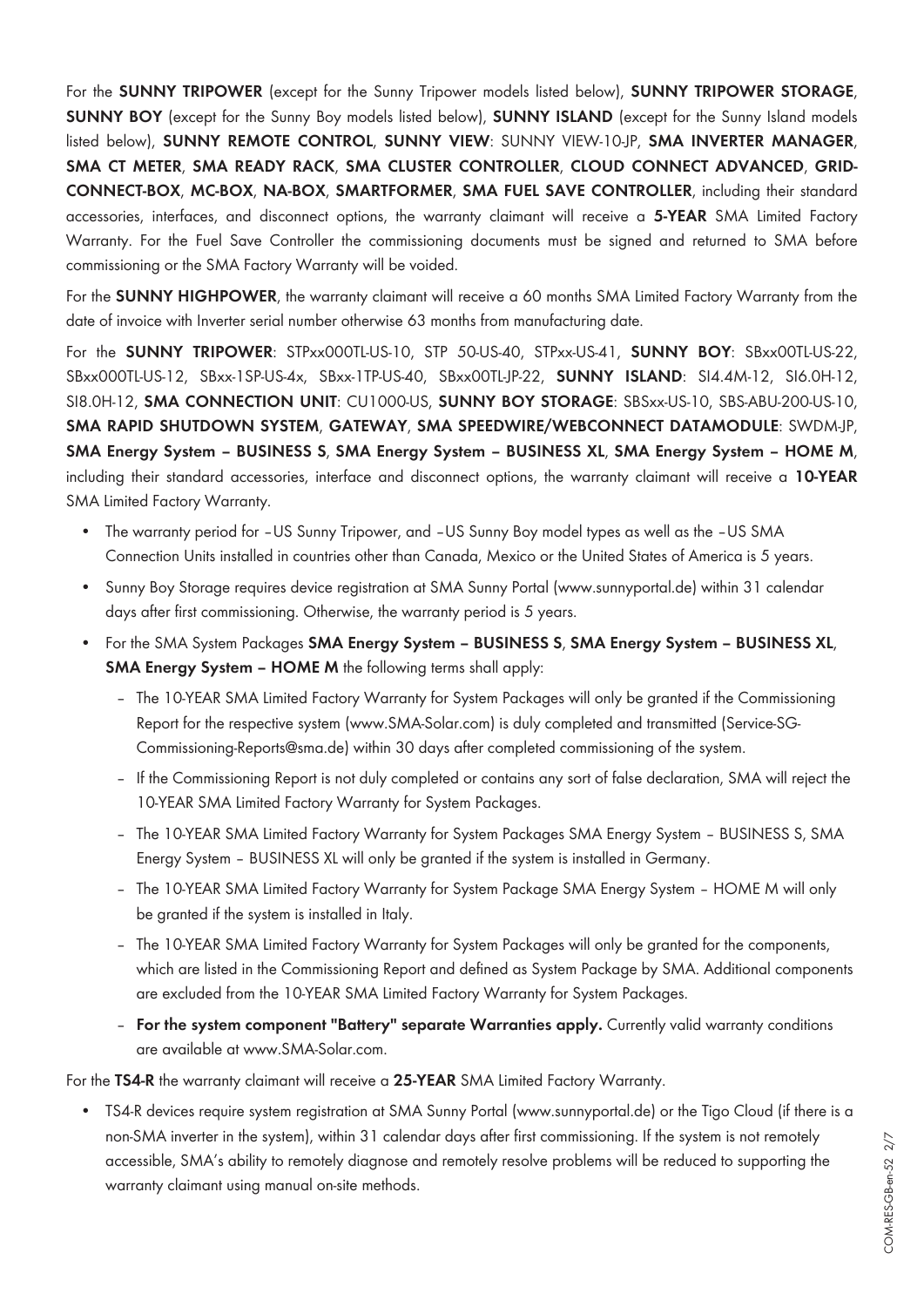For the **SUNNY TRIPOWER** (except for the Sunny Tripower models listed below), **SUNNY TRIPOWER STORAGE**, **SUNNY BOY** (except for the Sunny Boy models listed below), **SUNNY ISLAND** (except for the Sunny Island models listed below), **SUNNY REMOTE CONTROL**, **SUNNY VIEW**: SUNNY VIEW-10-JP, **SMA INVERTER MANAGER**, **SMA CT METER**, **SMA READY RACK**, **SMA CLUSTER CONTROLLER**, **CLOUD CONNECT ADVANCED**, **GRID-CONNECT-BOX**, **MC-BOX**, **NA-BOX**, **SMARTFORMER**, **SMA FUEL SAVE CONTROLLER**, including their standard accessories, interfaces, and disconnect options, the warranty claimant will receive a **5-YEAR** SMA Limited Factory Warranty. For the Fuel Save Controller the commissioning documents must be signed and returned to SMA before commissioning or the SMA Factory Warranty will be voided.

For the **SUNNY HIGHPOWER**, the warranty claimant will receive a 60 months SMA Limited Factory Warranty from the date of invoice with Inverter serial number otherwise 63 months from manufacturing date.

For the **SUNNY TRIPOWER**: STPxx000TL-US-10, STP 50-US-40, STPxx-US-41, **SUNNY BOY**: SBxx00TL-US-22, SBxx000TL-US-12, SBxx-1SP-US-4x, SBxx-1TP-US-40, SBxx00TL-JP-22, **SUNNY ISLAND**: SI4.4M-12, SI6.0H-12, SI8.0H-12, **SMA CONNECTION UNIT**: CU1000-US, **SUNNY BOY STORAGE**: SBSxx-US-10, SBS-ABU-200-US-10, **SMA RAPID SHUTDOWN SYSTEM**, **GATEWAY**, **SMA SPEEDWIRE/WEBCONNECT DATAMODULE**: SWDM-JP, **SMA Energy System – BUSINESS S**, **SMA Energy System – BUSINESS XL**, **SMA Energy System – HOME M**, including their standard accessories, interface and disconnect options, the warranty claimant will receive a **10-YEAR** SMA Limited Factory Warranty.

- The warranty period for –US Sunny Tripower, and –US Sunny Boy model types as well as the –US SMA Connection Units installed in countries other than Canada, Mexico or the United States of America is 5 years.
- Sunny Boy Storage requires device registration at SMA Sunny Portal (www.sunnyportal.de) within 31 calendar days after first commissioning. Otherwise, the warranty period is 5 years.
- For the SMA System Packages **SMA Energy System – BUSINESS S**, **SMA Energy System – BUSINESS XL**, **SMA Energy System – HOME M** the following terms shall apply:
  - The 10-YEAR SMA Limited Factory Warranty for System Packages will only be granted if the Commissioning Report for the respective system (www.SMA-Solar.com) is duly completed and transmitted (Service-SG-Commissioning-Reports@sma.de) within 30 days after completed commissioning of the system.
  - If the Commissioning Report is not duly completed or contains any sort of false declaration, SMA will reject the 10-YEAR SMA Limited Factory Warranty for System Packages.
  - The 10-YEAR SMA Limited Factory Warranty for System Packages SMA Energy System – BUSINESS S, SMA Energy System – BUSINESS XL will only be granted if the system is installed in Germany.
  - The 10-YEAR SMA Limited Factory Warranty for System Package SMA Energy System – HOME M will only be granted if the system is installed in Italy.
  - The 10-YEAR SMA Limited Factory Warranty for System Packages will only be granted for the components, which are listed in the Commissioning Report and defined as System Package by SMA. Additional components are excluded from the 10-YEAR SMA Limited Factory Warranty for System Packages.
  - **For the system component "Battery" separate Warranties apply.** Currently valid warranty conditions are available at www.SMA-Solar.com.

For the **TS4-R** the warranty claimant will receive a **25-YEAR** SMA Limited Factory Warranty.

- TS4-R devices require system registration at SMA Sunny Portal (www.sunnyportal.de) or the Tigo Cloud (if there is a non-SMA inverter in the system), within 31 calendar days after first commissioning. If the system is not remotely accessible, SMA's ability to remotely diagnose and remotely resolve problems will be reduced to supporting the warranty claimant using manual on-site methods.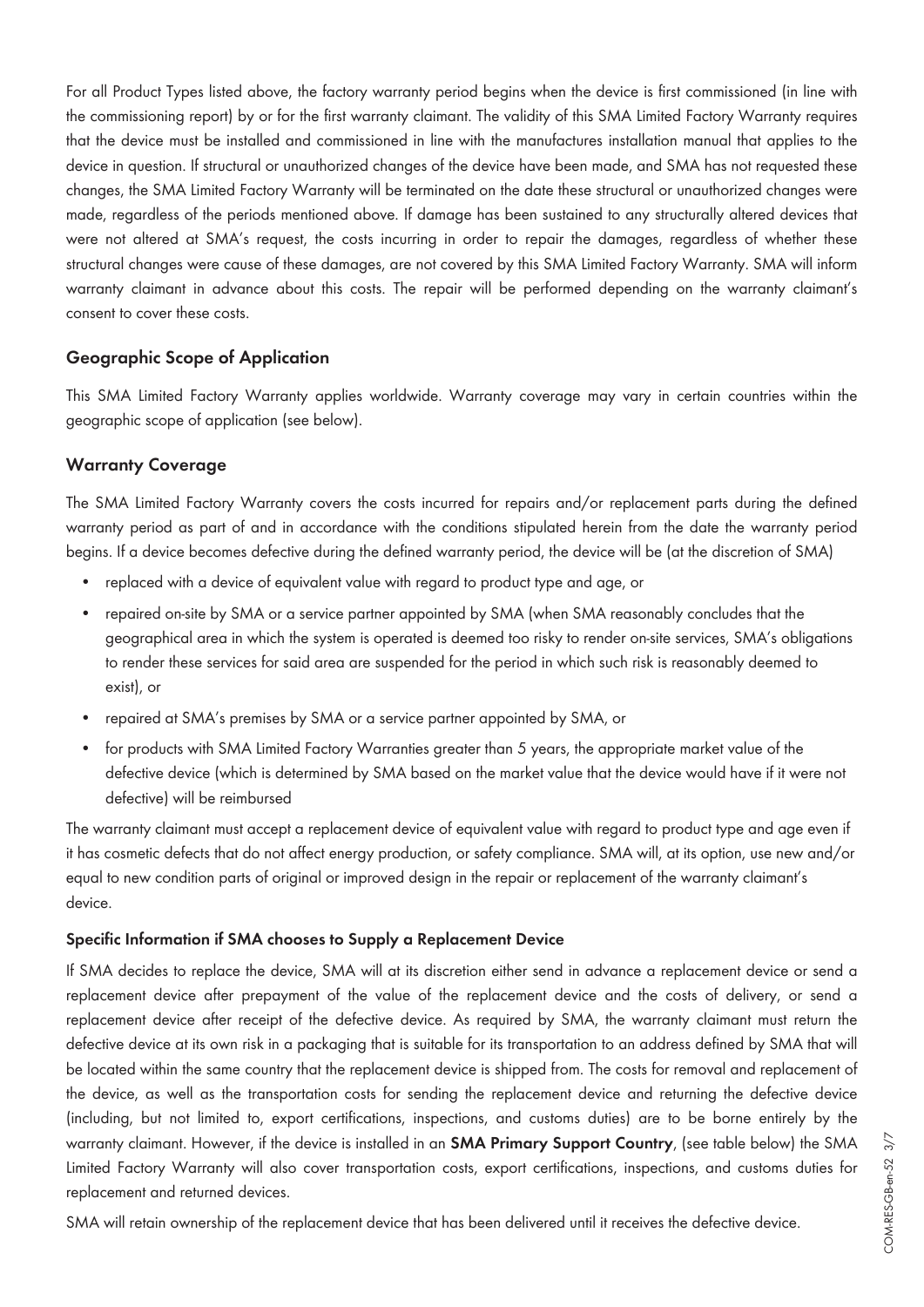For all Product Types listed above, the factory warranty period begins when the device is first commissioned (in line with the commissioning report) by or for the first warranty claimant. The validity of this SMA Limited Factory Warranty requires that the device must be installed and commissioned in line with the manufactures installation manual that applies to the device in question. If structural or unauthorized changes of the device have been made, and SMA has not requested these changes, the SMA Limited Factory Warranty will be terminated on the date these structural or unauthorized changes were made, regardless of the periods mentioned above. If damage has been sustained to any structurally altered devices that were not altered at SMA's request, the costs incurring in order to repair the damages, regardless of whether these structural changes were cause of these damages, are not covered by this SMA Limited Factory Warranty. SMA will inform warranty claimant in advance about this costs. The repair will be performed depending on the warranty claimant's consent to cover these costs.

## Geographic Scope of Application

This SMA Limited Factory Warranty applies worldwide. Warranty coverage may vary in certain countries within the geographic scope of application (see below).

## Warranty Coverage

The SMA Limited Factory Warranty covers the costs incurred for repairs and/or replacement parts during the defined warranty period as part of and in accordance with the conditions stipulated herein from the date the warranty period begins. If a device becomes defective during the defined warranty period, the device will be (at the discretion of SMA)

- replaced with a device of equivalent value with regard to product type and age, or
- repaired on-site by SMA or a service partner appointed by SMA (when SMA reasonably concludes that the geographical area in which the system is operated is deemed too risky to render on-site services, SMA's obligations to render these services for said area are suspended for the period in which such risk is reasonably deemed to exist), or
- repaired at SMA's premises by SMA or a service partner appointed by SMA, or
- for products with SMA Limited Factory Warranties greater than 5 years, the appropriate market value of the defective device (which is determined by SMA based on the market value that the device would have if it were not defective) will be reimbursed

The warranty claimant must accept a replacement device of equivalent value with regard to product type and age even if it has cosmetic defects that do not affect energy production, or safety compliance. SMA will, at its option, use new and/or equal to new condition parts of original or improved design in the repair or replacement of the warranty claimant's device.

### Specific Information if SMA chooses to Supply a Replacement Device

If SMA decides to replace the device, SMA will at its discretion either send in advance a replacement device or send a replacement device after prepayment of the value of the replacement device and the costs of delivery, or send a replacement device after receipt of the defective device. As required by SMA, the warranty claimant must return the defective device at its own risk in a packaging that is suitable for its transportation to an address defined by SMA that will be located within the same country that the replacement device is shipped from. The costs for removal and replacement of the device, as well as the transportation costs for sending the replacement device and returning the defective device (including, but not limited to, export certifications, inspections, and customs duties) are to be borne entirely by the warranty claimant. However, if the device is installed in an **SMA Primary Support Country**, (see table below) the SMA Limited Factory Warranty will also cover transportation costs, export certifications, inspections, and customs duties for replacement and returned devices.

SMA will retain ownership of the replacement device that has been delivered until it receives the defective device.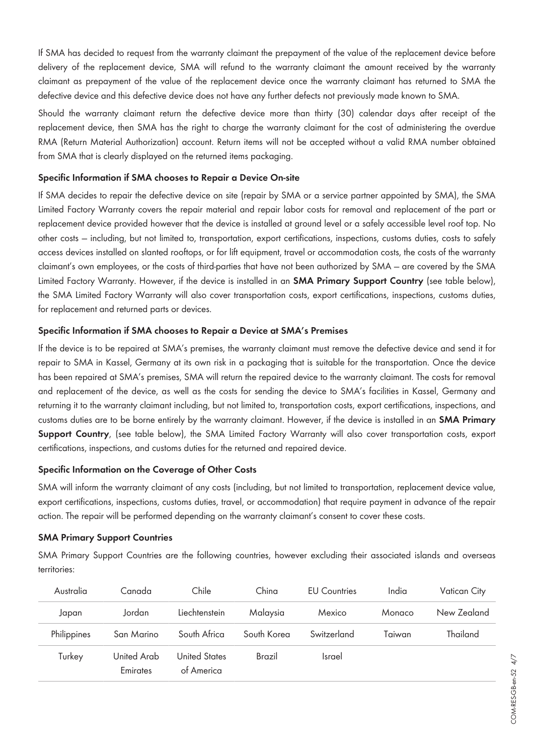If SMA has decided to request from the warranty claimant the prepayment of the value of the replacement device before delivery of the replacement device, SMA will refund to the warranty claimant the amount received by the warranty claimant as prepayment of the value of the replacement device once the warranty claimant has returned to SMA the defective device and this defective device does not have any further defects not previously made known to SMA.

Should the warranty claimant return the defective device more than thirty (30) calendar days after receipt of the replacement device, then SMA has the right to charge the warranty claimant for the cost of administering the overdue RMA (Return Material Authorization) account. Return items will not be accepted without a valid RMA number obtained from SMA that is clearly displayed on the returned items packaging.

### Specific Information if SMA chooses to Repair a Device On-site

If SMA decides to repair the defective device on site (repair by SMA or a service partner appointed by SMA), the SMA Limited Factory Warranty covers the repair material and repair labor costs for removal and replacement of the part or replacement device provided however that the device is installed at ground level or a safely accessible level roof top. No other costs – including, but not limited to, transportation, export certifications, inspections, customs duties, costs to safely access devices installed on slanted rooftops, or for lift equipment, travel or accommodation costs, the costs of the warranty claimant's own employees, or the costs of third-parties that have not been authorized by SMA – are covered by the SMA Limited Factory Warranty. However, if the device is installed in an **SMA Primary Support Country** (see table below), the SMA Limited Factory Warranty will also cover transportation costs, export certifications, inspections, customs duties, for replacement and returned parts or devices.

### Specific Information if SMA chooses to Repair a Device at SMA's Premises

If the device is to be repaired at SMA's premises, the warranty claimant must remove the defective device and send it for repair to SMA in Kassel, Germany at its own risk in a packaging that is suitable for the transportation. Once the device has been repaired at SMA's premises, SMA will return the repaired device to the warranty claimant. The costs for removal and replacement of the device, as well as the costs for sending the device to SMA's facilities in Kassel, Germany and returning it to the warranty claimant including, but not limited to, transportation costs, export certifications, inspections, and customs duties are to be borne entirely by the warranty claimant. However, if the device is installed in an **SMA Primary Support Country**, (see table below), the SMA Limited Factory Warranty will also cover transportation costs, export certifications, inspections, and customs duties for the returned and repaired device.

### Specific Information on the Coverage of Other Costs

SMA will inform the warranty claimant of any costs (including, but not limited to transportation, replacement device value, export certifications, inspections, customs duties, travel, or accommodation) that require payment in advance of the repair action. The repair will be performed depending on the warranty claimant's consent to cover these costs.

### SMA Primary Support Countries

SMA Primary Support Countries are the following countries, however excluding their associated islands and overseas territories:

| | | | | | | |
|---|---|---|---|---|---|---|
| Australia | Canada | Chile | China | EU Countries | India | Vatican City |
| Japan | Jordan | Liechtenstein | Malaysia | Mexico | Monaco | New Zealand |
| Philippines | San Marino | South Africa | South Korea | Switzerland | Taiwan | Thailand |
| Turkey | United Arab Emirates | United States of America | Brazil | Israel | | |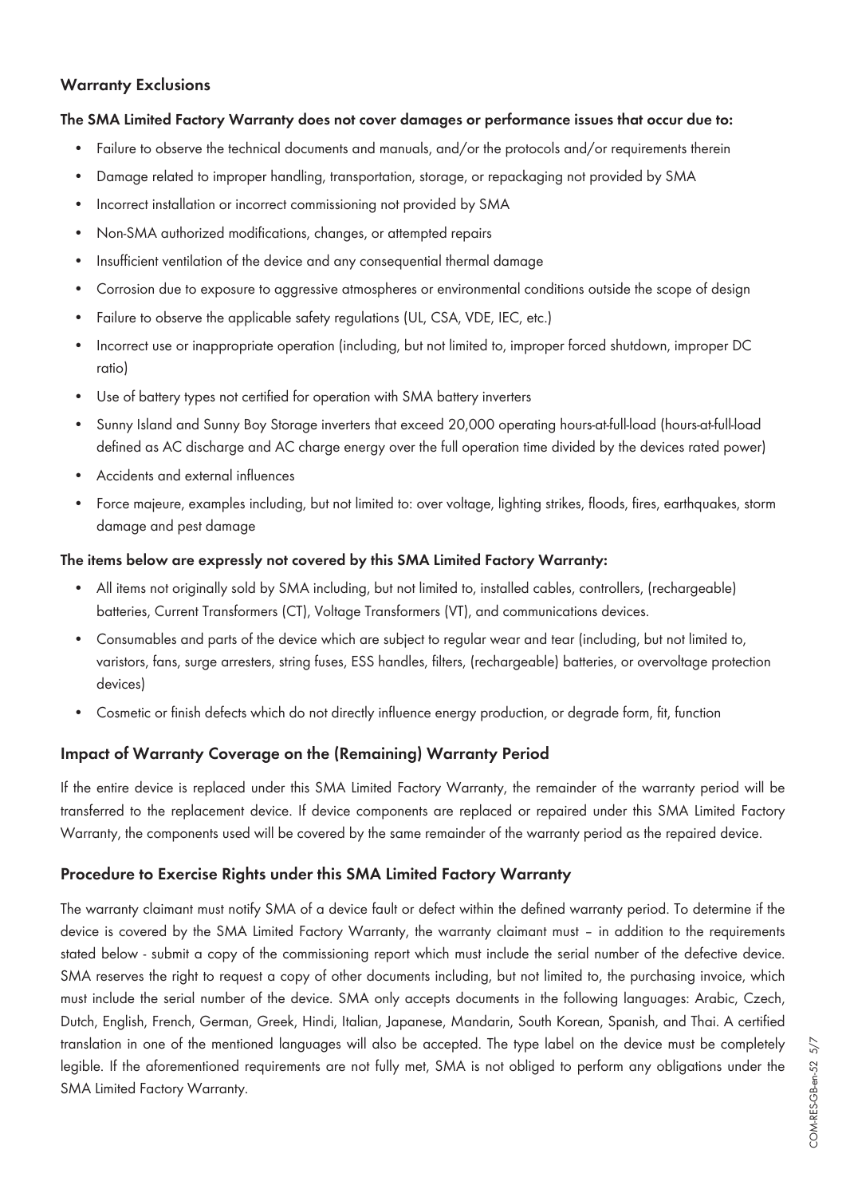## Warranty Exclusions

**The SMA Limited Factory Warranty does not cover damages or performance issues that occur due to:**

- Failure to observe the technical documents and manuals, and/or the protocols and/or requirements therein
- Damage related to improper handling, transportation, storage, or repackaging not provided by SMA
- Incorrect installation or incorrect commissioning not provided by SMA
- Non-SMA authorized modifications, changes, or attempted repairs
- Insufficient ventilation of the device and any consequential thermal damage
- Corrosion due to exposure to aggressive atmospheres or environmental conditions outside the scope of design
- Failure to observe the applicable safety regulations (UL, CSA, VDE, IEC, etc.)
- Incorrect use or inappropriate operation (including, but not limited to, improper forced shutdown, improper DC ratio)
- Use of battery types not certified for operation with SMA battery inverters
- Sunny Island and Sunny Boy Storage inverters that exceed 20,000 operating hours-at-full-load (hours-at-full-load defined as AC discharge and AC charge energy over the full operation time divided by the devices rated power)
- Accidents and external influences
- Force majeure, examples including, but not limited to: over voltage, lighting strikes, floods, fires, earthquakes, storm damage and pest damage

**The items below are expressly not covered by this SMA Limited Factory Warranty:**

- All items not originally sold by SMA including, but not limited to, installed cables, controllers, (rechargeable) batteries, Current Transformers (CT), Voltage Transformers (VT), and communications devices.
- Consumables and parts of the device which are subject to regular wear and tear (including, but not limited to, varistors, fans, surge arresters, string fuses, ESS handles, filters, (rechargeable) batteries, or overvoltage protection devices)
- Cosmetic or finish defects which do not directly influence energy production, or degrade form, fit, function

## Impact of Warranty Coverage on the (Remaining) Warranty Period

If the entire device is replaced under this SMA Limited Factory Warranty, the remainder of the warranty period will be transferred to the replacement device. If device components are replaced or repaired under this SMA Limited Factory Warranty, the components used will be covered by the same remainder of the warranty period as the repaired device.

## Procedure to Exercise Rights under this SMA Limited Factory Warranty

The warranty claimant must notify SMA of a device fault or defect within the defined warranty period. To determine if the device is covered by the SMA Limited Factory Warranty, the warranty claimant must – in addition to the requirements stated below - submit a copy of the commissioning report which must include the serial number of the defective device. SMA reserves the right to request a copy of other documents including, but not limited to, the purchasing invoice, which must include the serial number of the device. SMA only accepts documents in the following languages: Arabic, Czech, Dutch, English, French, German, Greek, Hindi, Italian, Japanese, Mandarin, South Korean, Spanish, and Thai. A certified translation in one of the mentioned languages will also be accepted. The type label on the device must be completely legible. If the aforementioned requirements are not fully met, SMA is not obliged to perform any obligations under the SMA Limited Factory Warranty.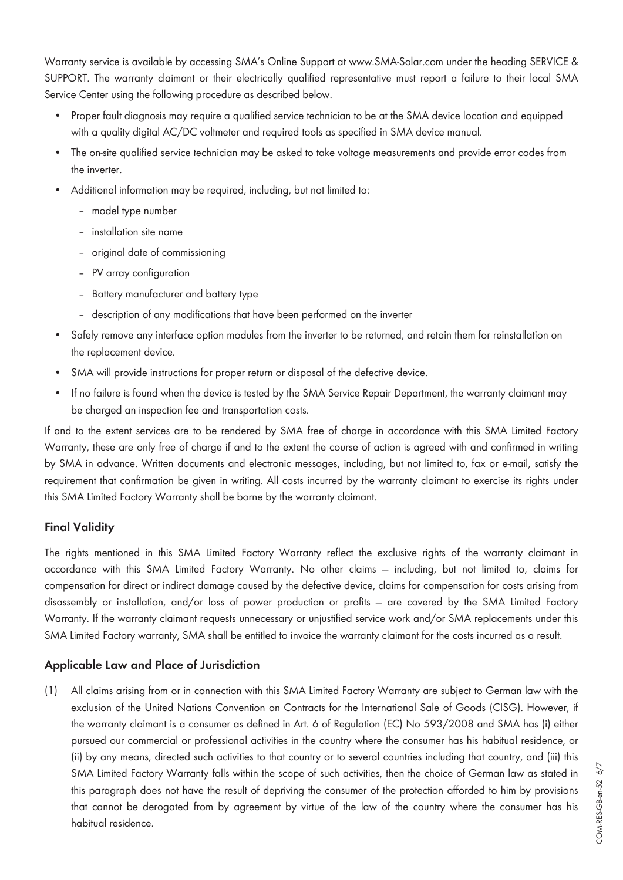Warranty service is available by accessing SMA's Online Support at www.SMA-Solar.com under the heading SERVICE & SUPPORT. The warranty claimant or their electrically qualified representative must report a failure to their local SMA Service Center using the following procedure as described below.

- Proper fault diagnosis may require a qualified service technician to be at the SMA device location and equipped with a quality digital AC/DC voltmeter and required tools as specified in SMA device manual.
- The on-site qualified service technician may be asked to take voltage measurements and provide error codes from the inverter.
- Additional information may be required, including, but not limited to:
  - model type number
  - installation site name
  - original date of commissioning
  - PV array configuration
  - Battery manufacturer and battery type
  - description of any modifications that have been performed on the inverter
- Safely remove any interface option modules from the inverter to be returned, and retain them for reinstallation on the replacement device.
- SMA will provide instructions for proper return or disposal of the defective device.
- If no failure is found when the device is tested by the SMA Service Repair Department, the warranty claimant may be charged an inspection fee and transportation costs.

If and to the extent services are to be rendered by SMA free of charge in accordance with this SMA Limited Factory Warranty, these are only free of charge if and to the extent the course of action is agreed with and confirmed in writing by SMA in advance. Written documents and electronic messages, including, but not limited to, fax or e-mail, satisfy the requirement that confirmation be given in writing. All costs incurred by the warranty claimant to exercise its rights under this SMA Limited Factory Warranty shall be borne by the warranty claimant.

### Final Validity

The rights mentioned in this SMA Limited Factory Warranty reflect the exclusive rights of the warranty claimant in accordance with this SMA Limited Factory Warranty. No other claims – including, but not limited to, claims for compensation for direct or indirect damage caused by the defective device, claims for compensation for costs arising from disassembly or installation, and/or loss of power production or profits – are covered by the SMA Limited Factory Warranty. If the warranty claimant requests unnecessary or unjustified service work and/or SMA replacements under this SMA Limited Factory warranty, SMA shall be entitled to invoice the warranty claimant for the costs incurred as a result.

### Applicable Law and Place of Jurisdiction

(1) All claims arising from or in connection with this SMA Limited Factory Warranty are subject to German law with the exclusion of the United Nations Convention on Contracts for the International Sale of Goods (CISG). However, if the warranty claimant is a consumer as defined in Art. 6 of Regulation (EC) No 593/2008 and SMA has (i) either pursued our commercial or professional activities in the country where the consumer has his habitual residence, or (ii) by any means, directed such activities to that country or to several countries including that country, and (iii) this SMA Limited Factory Warranty falls within the scope of such activities, then the choice of German law as stated in this paragraph does not have the result of depriving the consumer of the protection afforded to him by provisions that cannot be derogated from by agreement by virtue of the law of the country where the consumer has his habitual residence.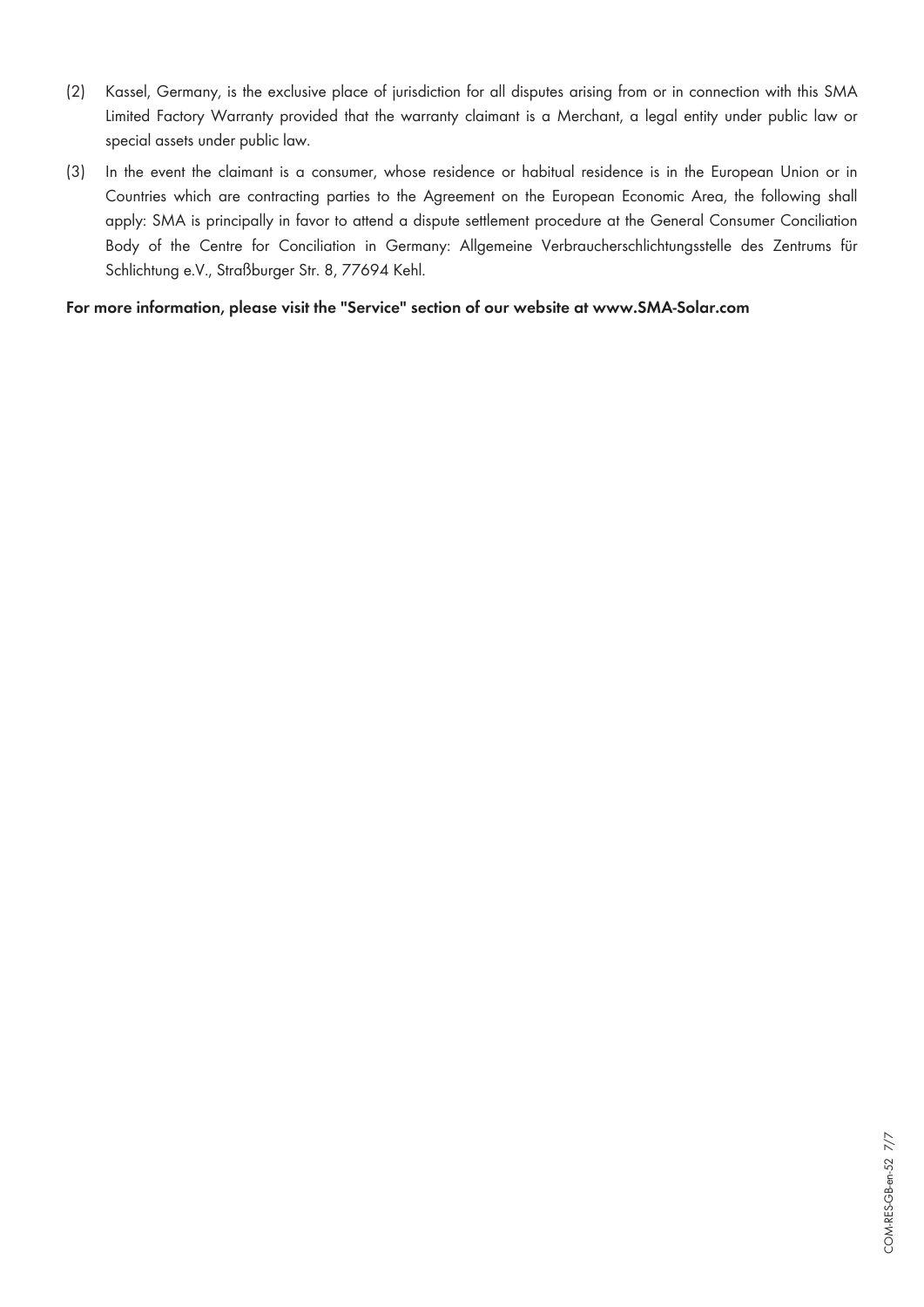(2) Kassel, Germany, is the exclusive place of jurisdiction for all disputes arising from or in connection with this SMA Limited Factory Warranty provided that the warranty claimant is a Merchant, a legal entity under public law or special assets under public law.

(3) In the event the claimant is a consumer, whose residence or habitual residence is in the European Union or in Countries which are contracting parties to the Agreement on the European Economic Area, the following shall apply: SMA is principally in favor to attend a dispute settlement procedure at the General Consumer Conciliation Body of the Centre for Conciliation in Germany: Allgemeine Verbraucherschlichtungsstelle des Zentrums für Schlichtung e.V., Straßburger Str. 8, 77694 Kehl.

**For more information, please visit the "Service" section of our website at www.SMA-Solar.com**